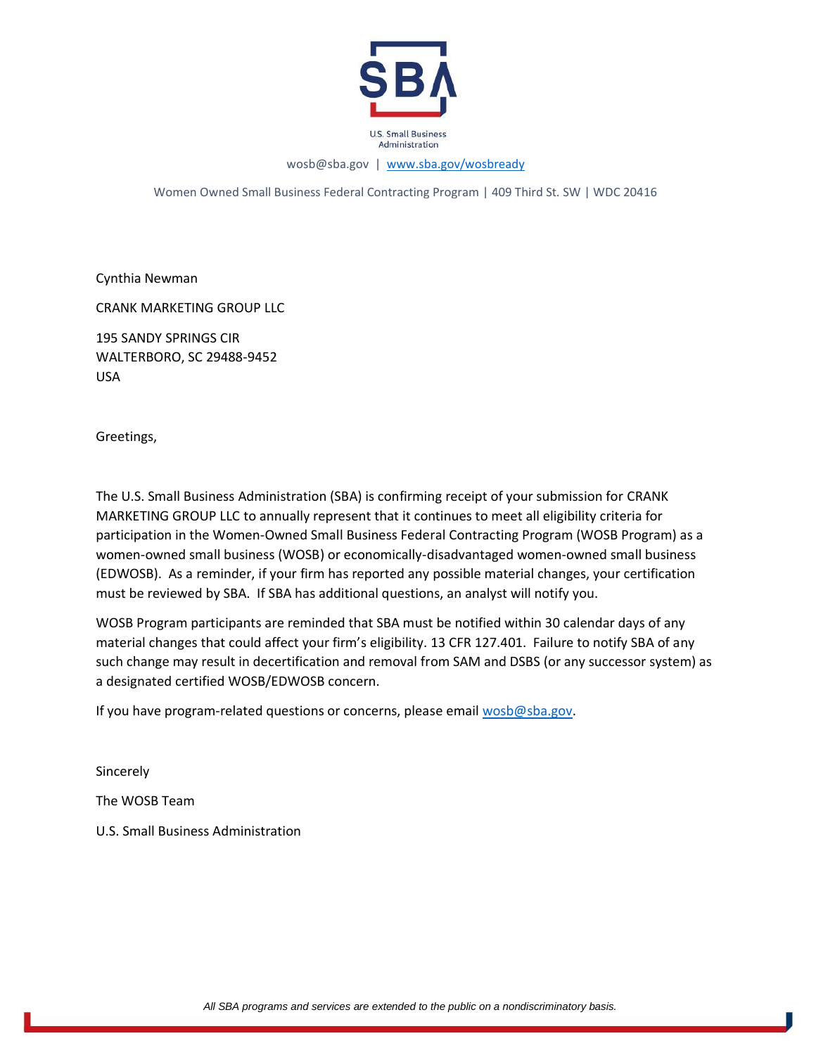U.S. Small Business Administration

wosb@sba.gov | [www.sba.gov/wosbready](http://www.sba.gov/wosbready)

Women Owned Small Business Federal Contracting Program | 409 Third St. SW | WDC 20416

Cynthia Newman

CRANK MARKETING GROUP LLC

195 SANDY SPRINGS CIR
WALTERBORO, SC 29488-9452
USA

Greetings,

The U.S. Small Business Administration (SBA) is confirming receipt of your submission for CRANK MARKETING GROUP LLC to annually represent that it continues to meet all eligibility criteria for participation in the Women-Owned Small Business Federal Contracting Program (WOSB Program) as a women-owned small business (WOSB) or economically-disadvantaged women-owned small business (EDWOSB). As a reminder, if your firm has reported any possible material changes, your certification must be reviewed by SBA. If SBA has additional questions, an analyst will notify you.

WOSB Program participants are reminded that SBA must be notified within 30 calendar days of any material changes that could affect your firm's eligibility. 13 CFR 127.401. Failure to notify SBA of any such change may result in decertification and removal from SAM and DSBS (or any successor system) as a designated certified WOSB/EDWOSB concern.

If you have program-related questions or concerns, please email [wosb@sba.gov](mailto:wosb@sba.gov).

Sincerely

The WOSB Team

U.S. Small Business Administration

*All SBA programs and services are extended to the public on a nondiscriminatory basis.*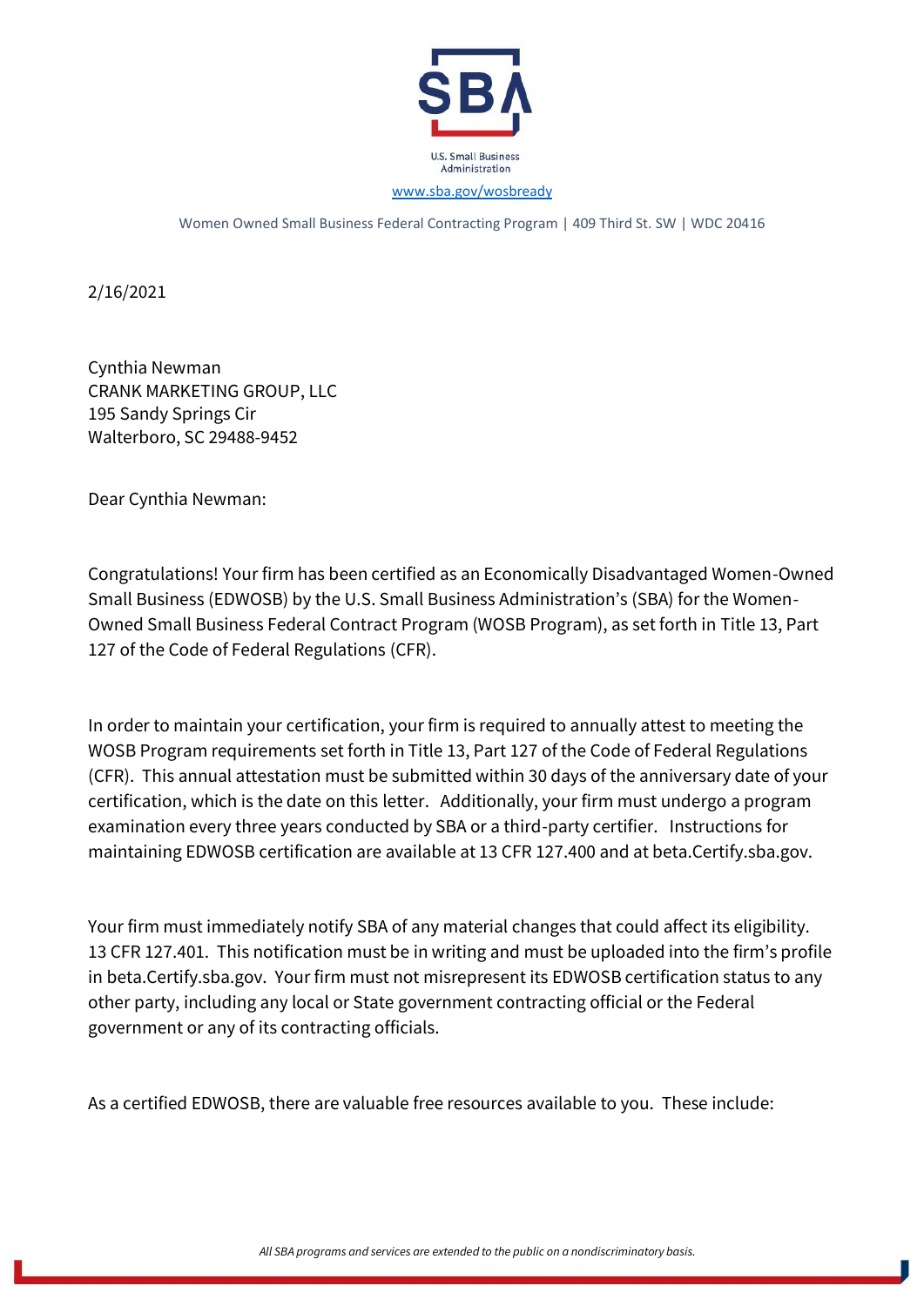U.S. Small Business Administration

www.sba.gov/wosbready

Women Owned Small Business Federal Contracting Program | 409 Third St. SW | WDC 20416

2/16/2021

Cynthia Newman
CRANK MARKETING GROUP, LLC
195 Sandy Springs Cir
Walterboro, SC 29488-9452

Dear Cynthia Newman:

Congratulations! Your firm has been certified as an Economically Disadvantaged Women-Owned Small Business (EDWOSB) by the U.S. Small Business Administration's (SBA) for the Women-Owned Small Business Federal Contract Program (WOSB Program), as set forth in Title 13, Part 127 of the Code of Federal Regulations (CFR).

In order to maintain your certification, your firm is required to annually attest to meeting the WOSB Program requirements set forth in Title 13, Part 127 of the Code of Federal Regulations (CFR). This annual attestation must be submitted within 30 days of the anniversary date of your certification, which is the date on this letter. Additionally, your firm must undergo a program examination every three years conducted by SBA or a third-party certifier. Instructions for maintaining EDWOSB certification are available at 13 CFR 127.400 and at beta.Certify.sba.gov.

Your firm must immediately notify SBA of any material changes that could affect its eligibility. 13 CFR 127.401. This notification must be in writing and must be uploaded into the firm's profile in beta.Certify.sba.gov. Your firm must not misrepresent its EDWOSB certification status to any other party, including any local or State government contracting official or the Federal government or any of its contracting officials.

As a certified EDWOSB, there are valuable free resources available to you. These include:

*All SBA programs and services are extended to the public on a nondiscriminatory basis.*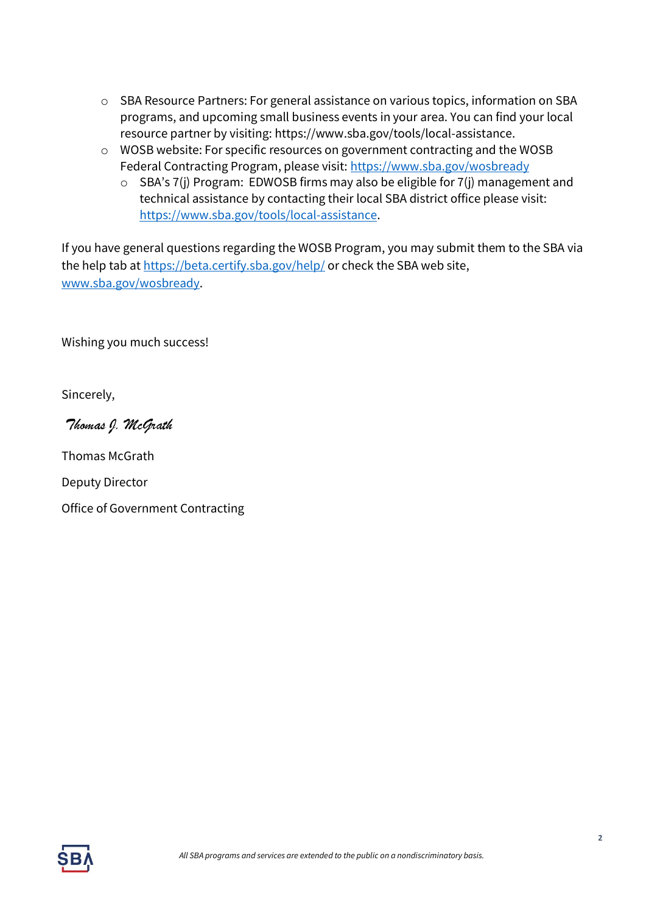- SBA Resource Partners: For general assistance on various topics, information on SBA programs, and upcoming small business events in your area. You can find your local resource partner by visiting: https://www.sba.gov/tools/local-assistance.
- WOSB website: For specific resources on government contracting and the WOSB Federal Contracting Program, please visit: [https://www.sba.gov/wosbready](https://www.sba.gov/wosbready)
  - SBA's 7(j) Program: EDWOSB firms may also be eligible for 7(j) management and technical assistance by contacting their local SBA district office please visit: [https://www.sba.gov/tools/local-assistance](https://www.sba.gov/tools/local-assistance).

If you have general questions regarding the WOSB Program, you may submit them to the SBA via the help tab at [https://beta.certify.sba.gov/help/](https://beta.certify.sba.gov/help/) or check the SBA web site, [www.sba.gov/wosbready](www.sba.gov/wosbready).

Wishing you much success!

Sincerely,

*Thomas J. McGrath*

Thomas McGrath

Deputy Director

Office of Government Contracting

*All SBA programs and services are extended to the public on a nondiscriminatory basis.*